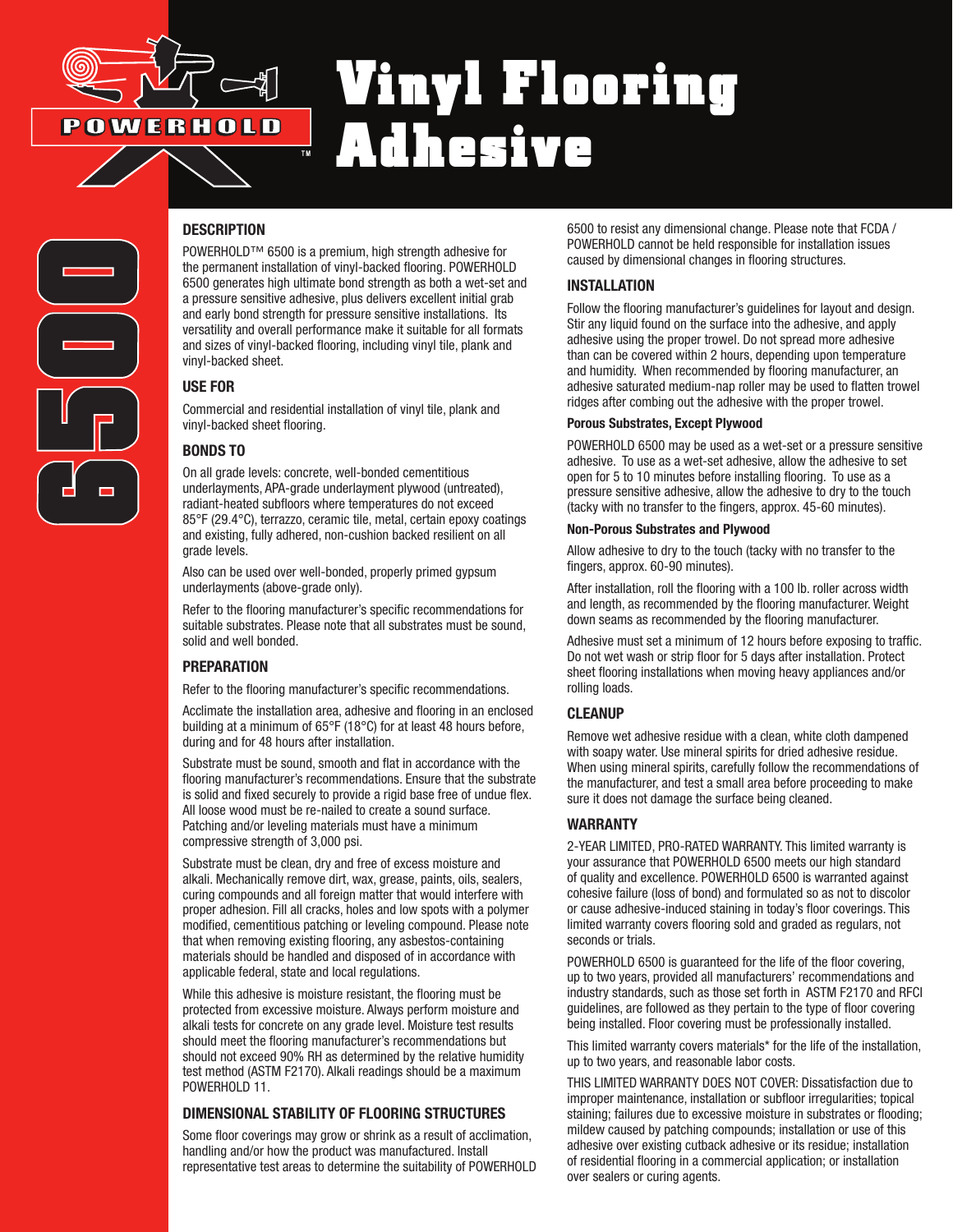# Vinyl Flooring Adhesive

POWERHOLD™

6500

## DESCRIPTION

POWERHOLD™ 6500 is a premium, high strength adhesive for the permanent installation of vinyl-backed flooring. POWERHOLD 6500 generates high ultimate bond strength as both a wet-set and a pressure sensitive adhesive, plus delivers excellent initial grab and early bond strength for pressure sensitive installations. Its versatility and overall performance make it suitable for all formats and sizes of vinyl-backed flooring, including vinyl tile, plank and vinyl-backed sheet.

## USE FOR

Commercial and residential installation of vinyl tile, plank and vinyl-backed sheet flooring.

## BONDS TO

On all grade levels: concrete, well-bonded cementitious underlayments, APA-grade underlayment plywood (untreated), radiant-heated subfloors where temperatures do not exceed 85°F (29.4°C), terrazzo, ceramic tile, metal, certain epoxy coatings and existing, fully adhered, non-cushion backed resilient on all grade levels.

Also can be used over well-bonded, properly primed gypsum underlayments (above-grade only).

Refer to the flooring manufacturer's specific recommendations for suitable substrates. Please note that all substrates must be sound, solid and well bonded.

## PREPARATION

Refer to the flooring manufacturer's specific recommendations.

Acclimate the installation area, adhesive and flooring in an enclosed building at a minimum of 65°F (18°C) for at least 48 hours before, during and for 48 hours after installation.

Substrate must be sound, smooth and flat in accordance with the flooring manufacturer's recommendations. Ensure that the substrate is solid and fixed securely to provide a rigid base free of undue flex. All loose wood must be re-nailed to create a sound surface. Patching and/or leveling materials must have a minimum compressive strength of 3,000 psi.

Substrate must be clean, dry and free of excess moisture and alkali. Mechanically remove dirt, wax, grease, paints, oils, sealers, curing compounds and all foreign matter that would interfere with proper adhesion. Fill all cracks, holes and low spots with a polymer modified, cementitious patching or leveling compound. Please note that when removing existing flooring, any asbestos-containing materials should be handled and disposed of in accordance with applicable federal, state and local regulations.

While this adhesive is moisture resistant, the flooring must be protected from excessive moisture. Always perform moisture and alkali tests for concrete on any grade level. Moisture test results should meet the flooring manufacturer's recommendations but should not exceed 90% RH as determined by the relative humidity test method (ASTM F2170). Alkali readings should be a maximum POWERHOLD 11.

## DIMENSIONAL STABILITY OF FLOORING STRUCTURES

Some floor coverings may grow or shrink as a result of acclimation, handling and/or how the product was manufactured. Install representative test areas to determine the suitability of POWERHOLD 6500 to resist any dimensional change. Please note that FCDA / POWERHOLD cannot be held responsible for installation issues caused by dimensional changes in flooring structures.

## INSTALLATION

Follow the flooring manufacturer's guidelines for layout and design. Stir any liquid found on the surface into the adhesive, and apply adhesive using the proper trowel. Do not spread more adhesive than can be covered within 2 hours, depending upon temperature and humidity. When recommended by flooring manufacturer, an adhesive saturated medium-nap roller may be used to flatten trowel ridges after combing out the adhesive with the proper trowel.

### Porous Substrates, Except Plywood

POWERHOLD 6500 may be used as a wet-set or a pressure sensitive adhesive. To use as a wet-set adhesive, allow the adhesive to set open for 5 to 10 minutes before installing flooring. To use as a pressure sensitive adhesive, allow the adhesive to dry to the touch (tacky with no transfer to the fingers, approx. 45-60 minutes).

### Non-Porous Substrates and Plywood

Allow adhesive to dry to the touch (tacky with no transfer to the fingers, approx. 60-90 minutes).

After installation, roll the flooring with a 100 lb. roller across width and length, as recommended by the flooring manufacturer. Weight down seams as recommended by the flooring manufacturer.

Adhesive must set a minimum of 12 hours before exposing to traffic. Do not wet wash or strip floor for 5 days after installation. Protect sheet flooring installations when moving heavy appliances and/or rolling loads.

## CLEANUP

Remove wet adhesive residue with a clean, white cloth dampened with soapy water. Use mineral spirits for dried adhesive residue. When using mineral spirits, carefully follow the recommendations of the manufacturer, and test a small area before proceeding to make sure it does not damage the surface being cleaned.

## WARRANTY

2-YEAR LIMITED, PRO-RATED WARRANTY. This limited warranty is your assurance that POWERHOLD 6500 meets our high standard of quality and excellence. POWERHOLD 6500 is warranted against cohesive failure (loss of bond) and formulated so as not to discolor or cause adhesive-induced staining in today's floor coverings. This limited warranty covers flooring sold and graded as regulars, not seconds or trials.

POWERHOLD 6500 is guaranteed for the life of the floor covering, up to two years, provided all manufacturers' recommendations and industry standards, such as those set forth in ASTM F2170 and RFCI guidelines, are followed as they pertain to the type of floor covering being installed. Floor covering must be professionally installed.

This limited warranty covers materials* for the life of the installation, up to two years, and reasonable labor costs.

THIS LIMITED WARRANTY DOES NOT COVER: Dissatisfaction due to improper maintenance, installation or subfloor irregularities; topical staining; failures due to excessive moisture in substrates or flooding; mildew caused by patching compounds; installation or use of this adhesive over existing cutback adhesive or its residue; installation of residential flooring in a commercial application; or installation over sealers or curing agents.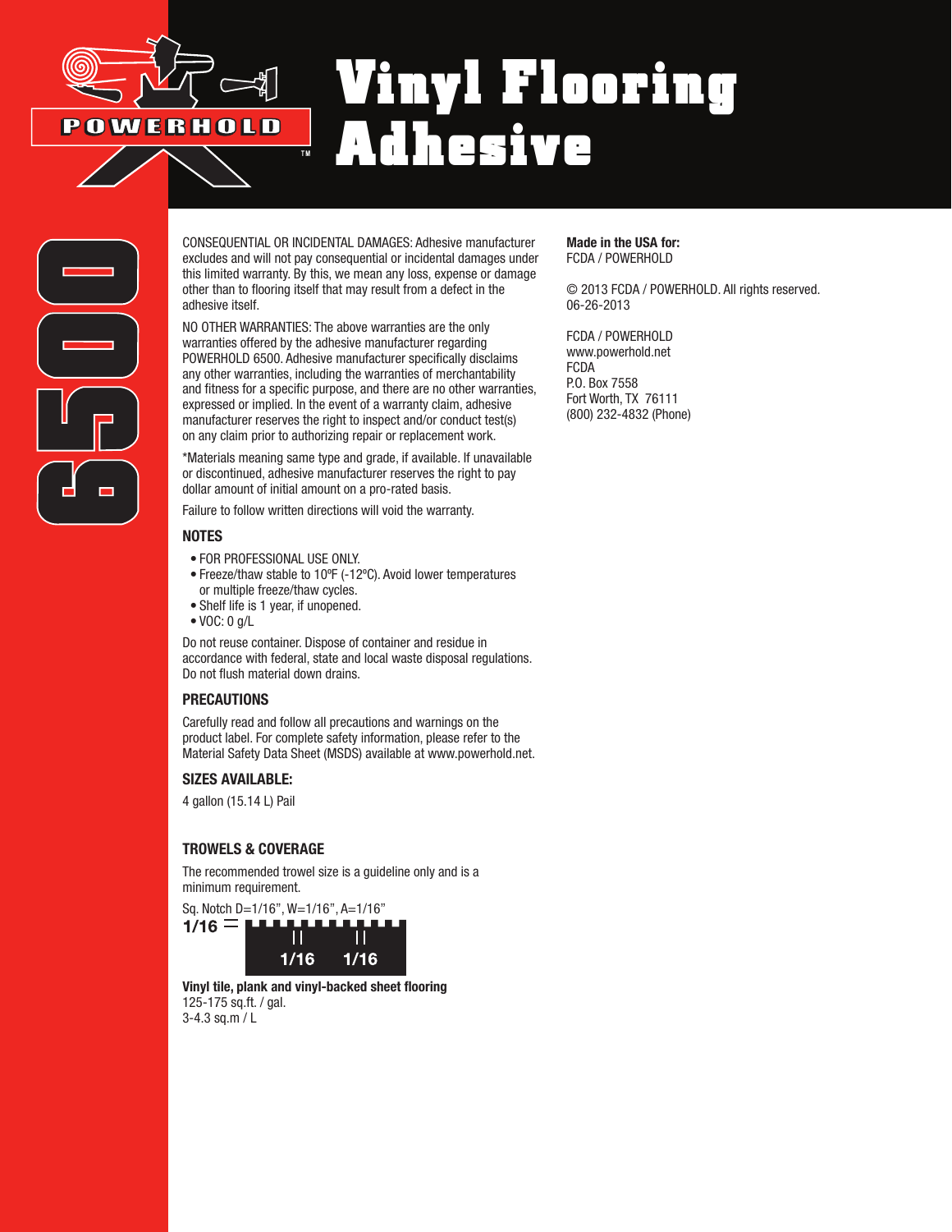# Vinyl Flooring Adhesive

6500

CONSEQUENTIAL OR INCIDENTAL DAMAGES: Adhesive manufacturer excludes and will not pay consequential or incidental damages under this limited warranty. By this, we mean any loss, expense or damage other than to flooring itself that may result from a defect in the adhesive itself.

NO OTHER WARRANTIES: The above warranties are the only warranties offered by the adhesive manufacturer regarding POWERHOLD 6500. Adhesive manufacturer specifically disclaims any other warranties, including the warranties of merchantability and fitness for a specific purpose, and there are no other warranties, expressed or implied. In the event of a warranty claim, adhesive manufacturer reserves the right to inspect and/or conduct test(s) on any claim prior to authorizing repair or replacement work.

*Materials meaning same type and grade, if available. If unavailable or discontinued, adhesive manufacturer reserves the right to pay dollar amount of initial amount on a pro-rated basis.

Failure to follow written directions will void the warranty.

### NOTES

- FOR PROFESSIONAL USE ONLY.
- Freeze/thaw stable to 10ºF (-12ºC). Avoid lower temperatures or multiple freeze/thaw cycles.
- Shelf life is 1 year, if unopened.
- VOC: 0 g/L

Do not reuse container. Dispose of container and residue in accordance with federal, state and local waste disposal regulations. Do not flush material down drains.

### PRECAUTIONS

Carefully read and follow all precautions and warnings on the product label. For complete safety information, please refer to the Material Safety Data Sheet (MSDS) available at www.powerhold.net.

### SIZES AVAILABLE:

4 gallon (15.14 L) Pail

### TROWELS & COVERAGE

The recommended trowel size is a guideline only and is a minimum requirement.

Sq. Notch D=1/16", W=1/16", A=1/16"

1/16

1/16 1/16

**Vinyl tile, plank and vinyl-backed sheet flooring**
125-175 sq.ft. / gal.
3-4.3 sq.m / L

**Made in the USA for:**
FCDA / POWERHOLD

© 2013 FCDA / POWERHOLD. All rights reserved.
06-26-2013

FCDA / POWERHOLD
www.powerhold.net
FCDA
P.O. Box 7558
Fort Worth, TX 76111
(800) 232-4832 (Phone)